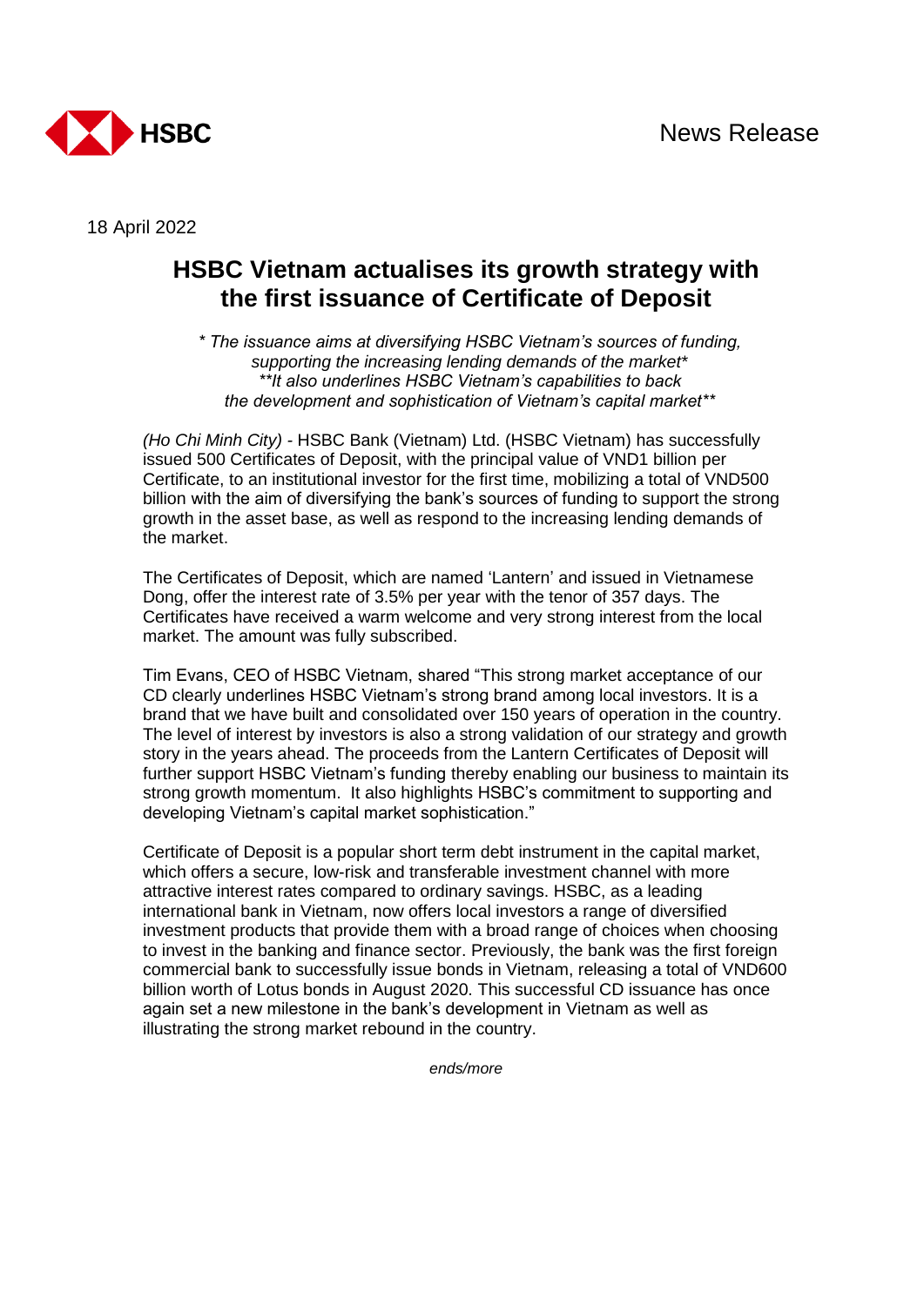News Release

18 April 2022

# HSBC Vietnam actualises its growth strategy with the first issuance of Certificate of Deposit

*\* The issuance aims at diversifying HSBC Vietnam's sources of funding, supporting the increasing lending demands of the market\**
*\*\*It also underlines HSBC Vietnam's capabilities to back the development and sophistication of Vietnam's capital market\*\**

*(Ho Chi Minh City)* - HSBC Bank (Vietnam) Ltd. (HSBC Vietnam) has successfully issued 500 Certificates of Deposit, with the principal value of VND1 billion per Certificate, to an institutional investor for the first time, mobilizing a total of VND500 billion with the aim of diversifying the bank's sources of funding to support the strong growth in the asset base, as well as respond to the increasing lending demands of the market.

The Certificates of Deposit, which are named 'Lantern' and issued in Vietnamese Dong, offer the interest rate of 3.5% per year with the tenor of 357 days. The Certificates have received a warm welcome and very strong interest from the local market. The amount was fully subscribed.

Tim Evans, CEO of HSBC Vietnam, shared "This strong market acceptance of our CD clearly underlines HSBC Vietnam's strong brand among local investors. It is a brand that we have built and consolidated over 150 years of operation in the country. The level of interest by investors is also a strong validation of our strategy and growth story in the years ahead. The proceeds from the Lantern Certificates of Deposit will further support HSBC Vietnam's funding thereby enabling our business to maintain its strong growth momentum. It also highlights HSBC's commitment to supporting and developing Vietnam's capital market sophistication."

Certificate of Deposit is a popular short term debt instrument in the capital market, which offers a secure, low-risk and transferable investment channel with more attractive interest rates compared to ordinary savings. HSBC, as a leading international bank in Vietnam, now offers local investors a range of diversified investment products that provide them with a broad range of choices when choosing to invest in the banking and finance sector. Previously, the bank was the first foreign commercial bank to successfully issue bonds in Vietnam, releasing a total of VND600 billion worth of Lotus bonds in August 2020. This successful CD issuance has once again set a new milestone in the bank's development in Vietnam as well as illustrating the strong market rebound in the country.

*ends/more*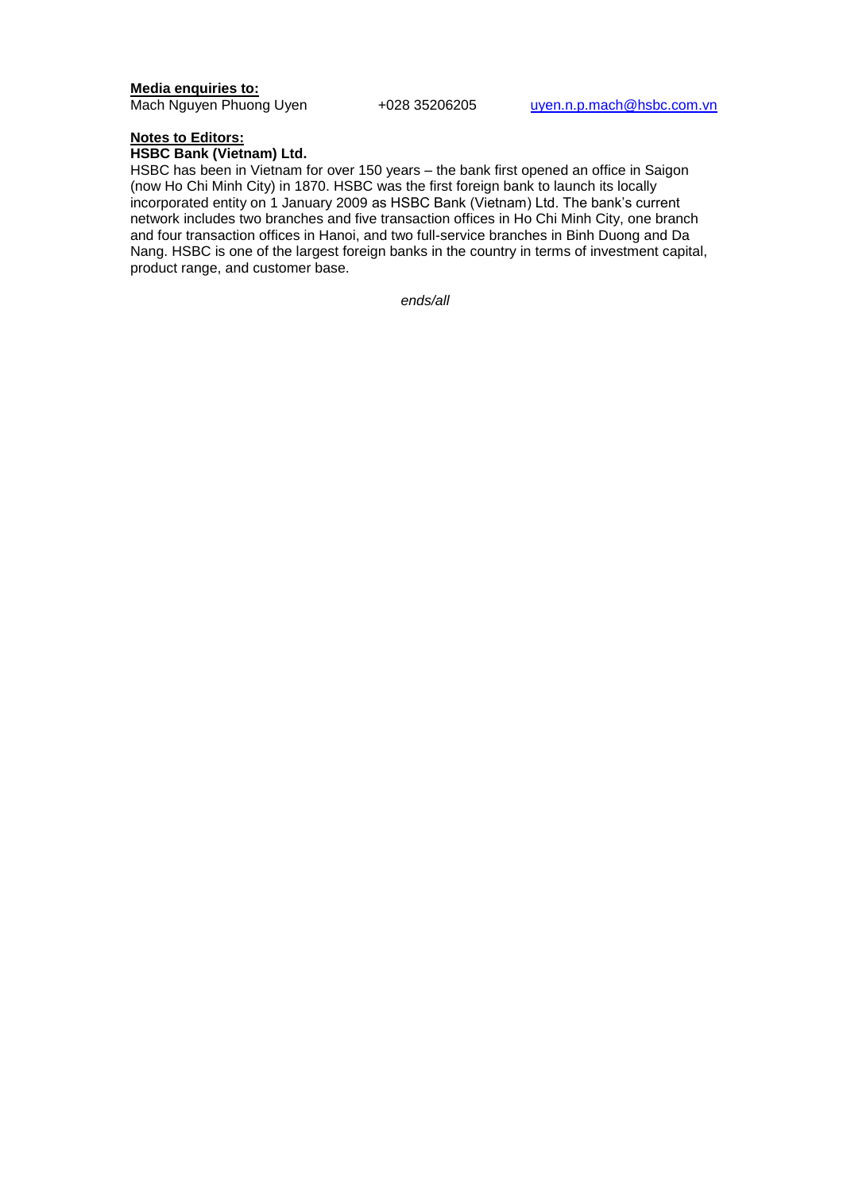**Media enquiries to:**

Mach Nguyen Phuong Uyen +028 35206205 uyen.n.p.mach@hsbc.com.vn

**Notes to Editors:**

**HSBC Bank (Vietnam) Ltd.**

HSBC has been in Vietnam for over 150 years – the bank first opened an office in Saigon (now Ho Chi Minh City) in 1870. HSBC was the first foreign bank to launch its locally incorporated entity on 1 January 2009 as HSBC Bank (Vietnam) Ltd. The bank's current network includes two branches and five transaction offices in Ho Chi Minh City, one branch and four transaction offices in Hanoi, and two full-service branches in Binh Duong and Da Nang. HSBC is one of the largest foreign banks in the country in terms of investment capital, product range, and customer base.

*ends/all*